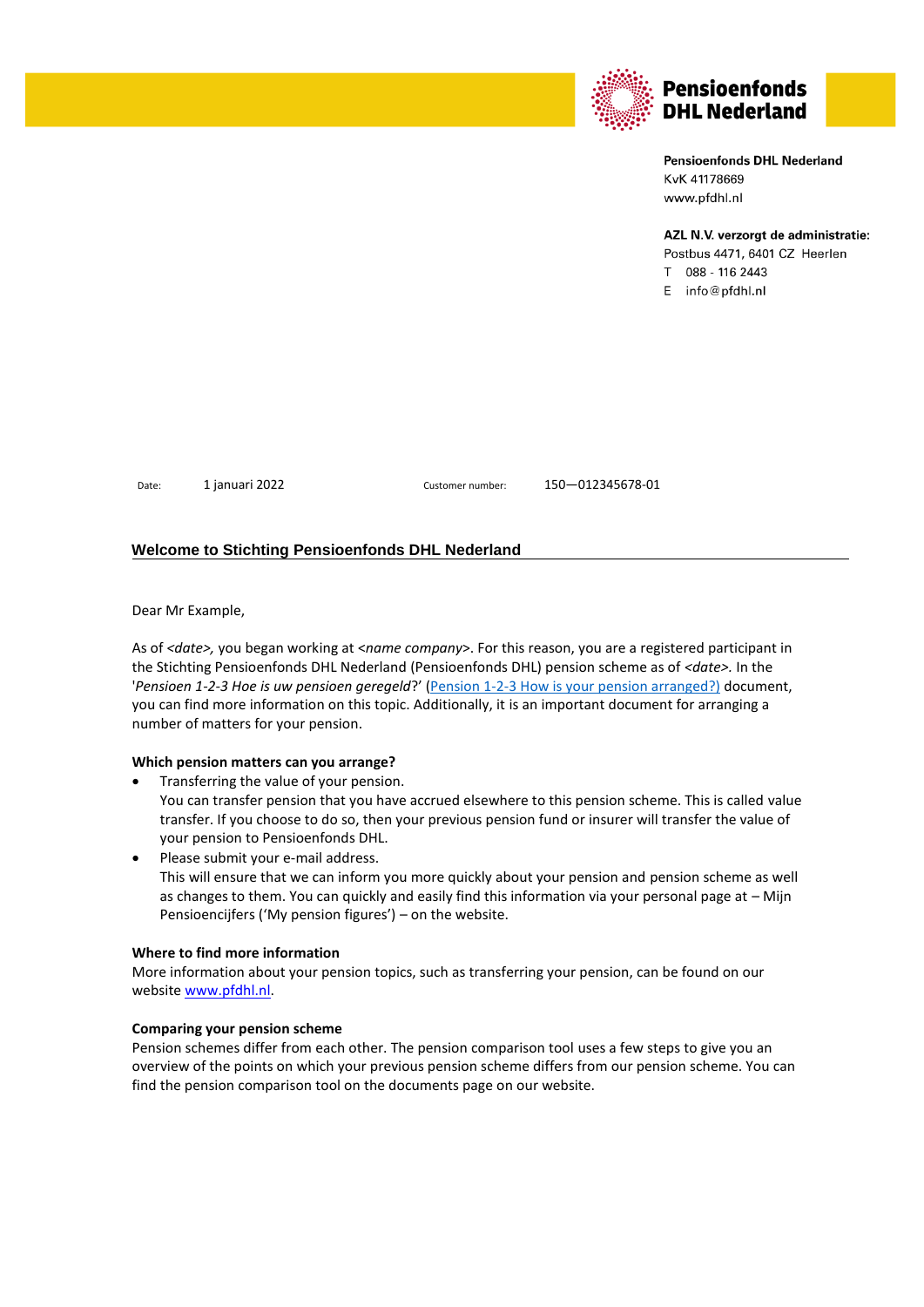**Pensioenfonds DHL Nederland**

**Pensioenfonds DHL Nederland**
KvK 41178669
www.pfdhl.nl

**AZL N.V. verzorgt de administratie:**
Postbus 4471, 6401 CZ Heerlen
T 088 - 116 2443
E info@pfdhl.nl

Date: 1 januari 2022 Customer number: 150—012345678-01

## Welcome to Stichting Pensioenfonds DHL Nederland

Dear Mr Example,

As of *<date>,* you began working at <*name company*>. For this reason, you are a registered participant in the Stichting Pensioenfonds DHL Nederland (Pensioenfonds DHL) pension scheme as of *<date>.* In the '*Pensioen 1-2-3 Hoe is uw pensioen geregeld*?' (Pension 1-2-3 How is your pension arranged?) document, you can find more information on this topic. Additionally, it is an important document for arranging a number of matters for your pension.

**Which pension matters can you arrange?**

- Transferring the value of your pension.
  You can transfer pension that you have accrued elsewhere to this pension scheme. This is called value transfer. If you choose to do so, then your previous pension fund or insurer will transfer the value of your pension to Pensioenfonds DHL.
- Please submit your e-mail address.
  This will ensure that we can inform you more quickly about your pension and pension scheme as well as changes to them. You can quickly and easily find this information via your personal page at – Mijn Pensioencijfers ('My pension figures') – on the website.

**Where to find more information**
More information about your pension topics, such as transferring your pension, can be found on our website www.pfdhl.nl.

**Comparing your pension scheme**
Pension schemes differ from each other. The pension comparison tool uses a few steps to give you an overview of the points on which your previous pension scheme differs from our pension scheme. You can find the pension comparison tool on the documents page on our website.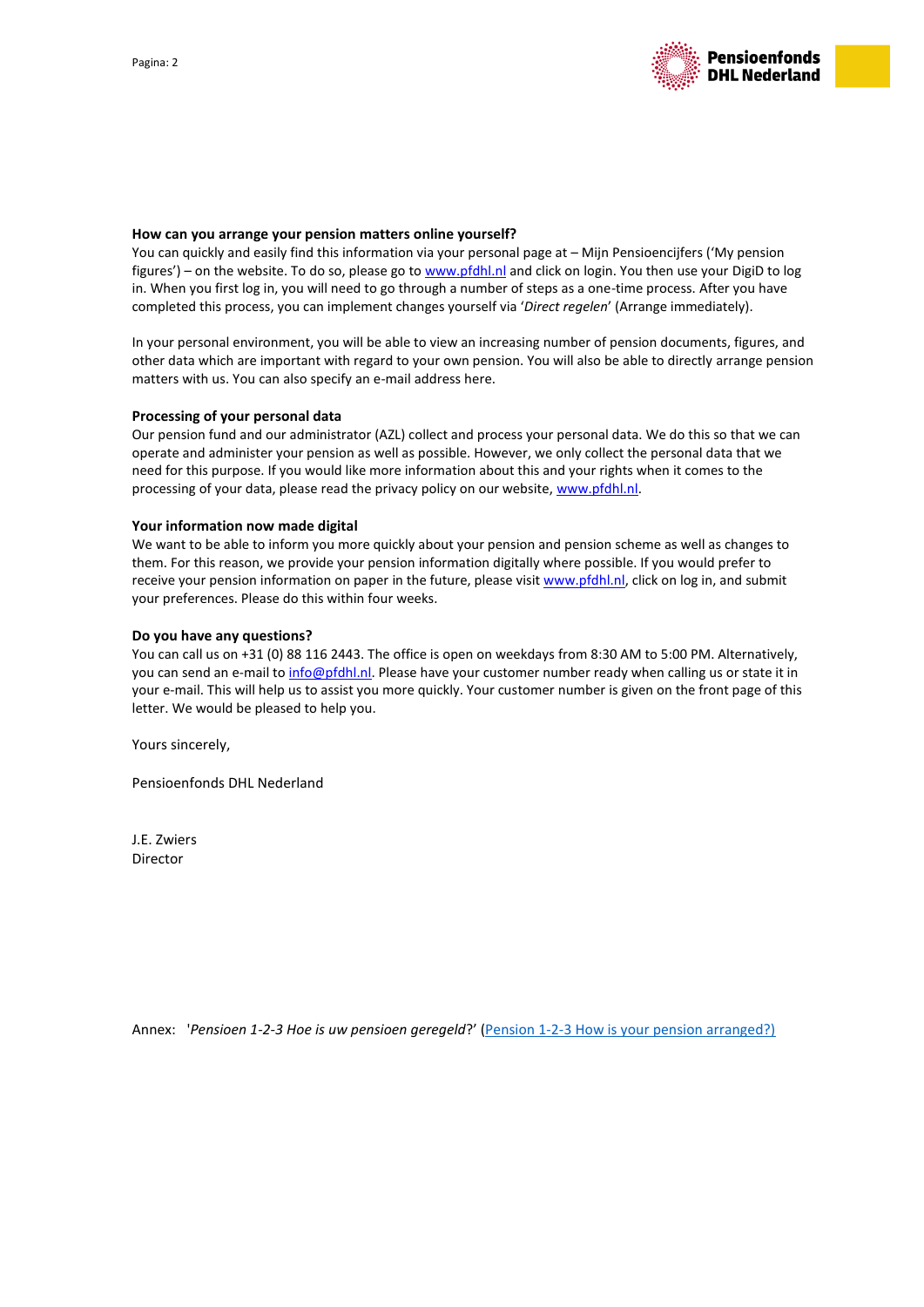**How can you arrange your pension matters online yourself?**

You can quickly and easily find this information via your personal page at – Mijn Pensioencijfers ('My pension figures') – on the website. To do so, please go to www.pfdhl.nl and click on login. You then use your DigiD to log in. When you first log in, you will need to go through a number of steps as a one-time process. After you have completed this process, you can implement changes yourself via '*Direct regelen*' (Arrange immediately).

In your personal environment, you will be able to view an increasing number of pension documents, figures, and other data which are important with regard to your own pension. You will also be able to directly arrange pension matters with us. You can also specify an e-mail address here.

**Processing of your personal data**

Our pension fund and our administrator (AZL) collect and process your personal data. We do this so that we can operate and administer your pension as well as possible. However, we only collect the personal data that we need for this purpose. If you would like more information about this and your rights when it comes to the processing of your data, please read the privacy policy on our website, www.pfdhl.nl.

**Your information now made digital**

We want to be able to inform you more quickly about your pension and pension scheme as well as changes to them. For this reason, we provide your pension information digitally where possible. If you would prefer to receive your pension information on paper in the future, please visit www.pfdhl.nl, click on log in, and submit your preferences. Please do this within four weeks.

**Do you have any questions?**

You can call us on +31 (0) 88 116 2443. The office is open on weekdays from 8:30 AM to 5:00 PM. Alternatively, you can send an e-mail to info@pfdhl.nl. Please have your customer number ready when calling us or state it in your e-mail. This will help us to assist you more quickly. Your customer number is given on the front page of this letter. We would be pleased to help you.

Yours sincerely,

Pensioenfonds DHL Nederland

J.E. Zwiers
Director

Annex: '*Pensioen 1-2-3 Hoe is uw pensioen geregeld*?' (Pension 1-2-3 How is your pension arranged?)